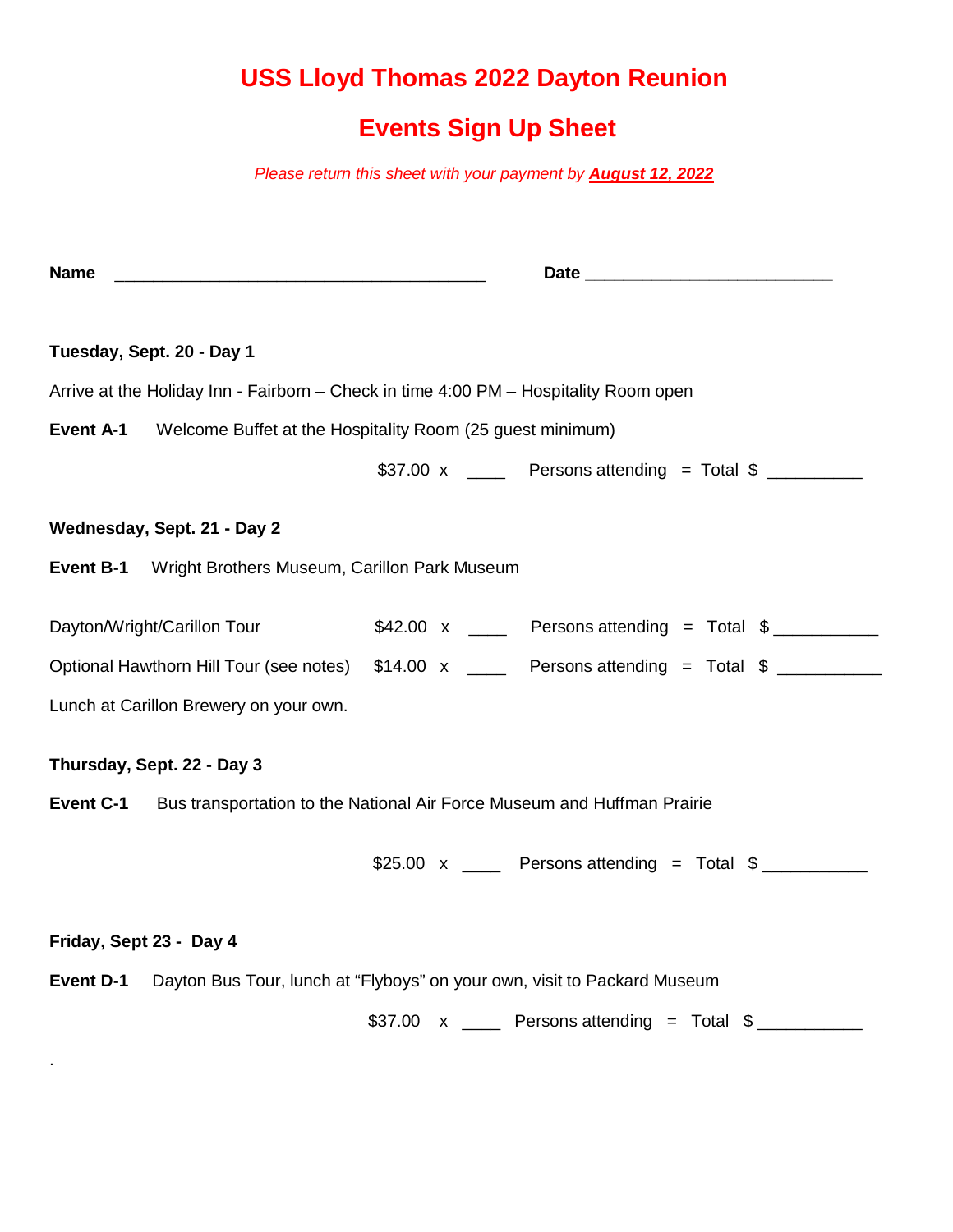# USS Lloyd Thomas 2022 Dayton Reunion

## Events Sign Up Sheet

*Please return this sheet with your payment by* ***August 12, 2022***

**Name** ________________________________________ **Date** __________________________

**Tuesday, Sept. 20 - Day 1**

Arrive at the Holiday Inn - Fairborn – Check in time 4:00 PM – Hospitality Room open

**Event A-1** Welcome Buffet at the Hospitality Room (25 guest minimum)

$37.00 x ____ Persons attending = Total $ __________

**Wednesday, Sept. 21 - Day 2**

**Event B-1** Wright Brothers Museum, Carillon Park Museum

Dayton/Wright/Carillon Tour $42.00 x ____ Persons attending = Total $ ___________

Optional Hawthorn Hill Tour (see notes) $14.00 x ____ Persons attending = Total $ ___________

Lunch at Carillon Brewery on your own.

**Thursday, Sept. 22 - Day 3**

**Event C-1** Bus transportation to the National Air Force Museum and Huffman Prairie

$25.00 x ____ Persons attending = Total $ ___________

**Friday, Sept 23 - Day 4**

**Event D-1** Dayton Bus Tour, lunch at “Flyboys” on your own, visit to Packard Museum

$37.00 x ____ Persons attending = Total $ ___________

.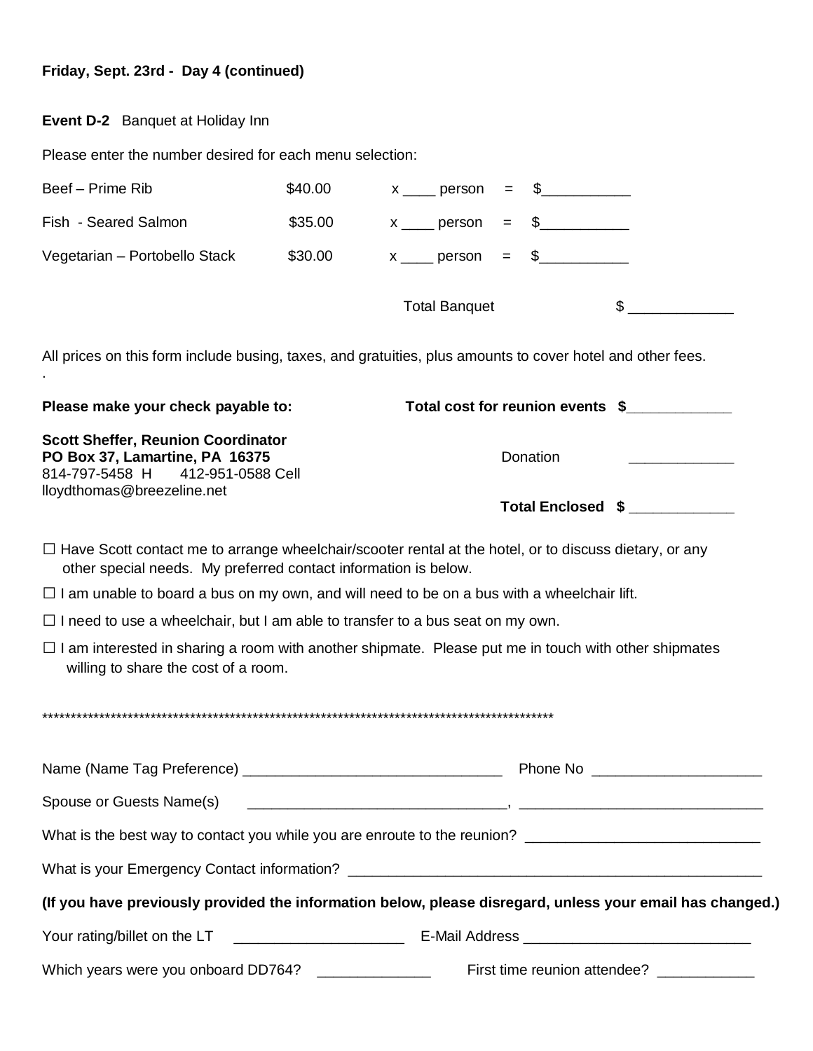**Friday, Sept. 23rd - Day 4 (continued)**

**Event D-2** Banquet at Holiday Inn

Please enter the number desired for each menu selection:

| | | | |
|---|---|---|---|
| Beef – Prime Rib | $40.00 | x ____ person | = $___________ |
| Fish - Seared Salmon | $35.00 | x ____ person | = $___________ |
| Vegetarian – Portobello Stack | $30.00 | x ____ person | = $___________ |

Total Banquet $ _____________

All prices on this form include busing, taxes, and gratuities, plus amounts to cover hotel and other fees.

.

**Please make your check payable to:**

**Total cost for reunion events $_____________**

**Scott Sheffer, Reunion Coordinator**
**PO Box 37, Lamartine, PA 16375**
814-797-5458 H 412-951-0588 Cell
lloydthomas@breezeline.net

Donation _____________

**Total Enclosed $ _____________**

☐ Have Scott contact me to arrange wheelchair/scooter rental at the hotel, or to discuss dietary, or any other special needs. My preferred contact information is below.

☐ I am unable to board a bus on my own, and will need to be on a bus with a wheelchair lift.

☐ I need to use a wheelchair, but I am able to transfer to a bus seat on my own.

☐ I am interested in sharing a room with another shipmate. Please put me in touch with other shipmates willing to share the cost of a room.

*********************************************************************************************

Name (Name Tag Preference) ________________________________ Phone No _____________________

Spouse or Guests Name(s) ________________________________, ______________________________

What is the best way to contact you while you are enroute to the reunion? ____________________________

What is your Emergency Contact information? _____________________________________________________

**(If you have previously provided the information below, please disregard, unless your email has changed.)**

Your rating/billet on the LT _____________________ E-Mail Address ____________________________

Which years were you onboard DD764? ______________ First time reunion attendee? ____________